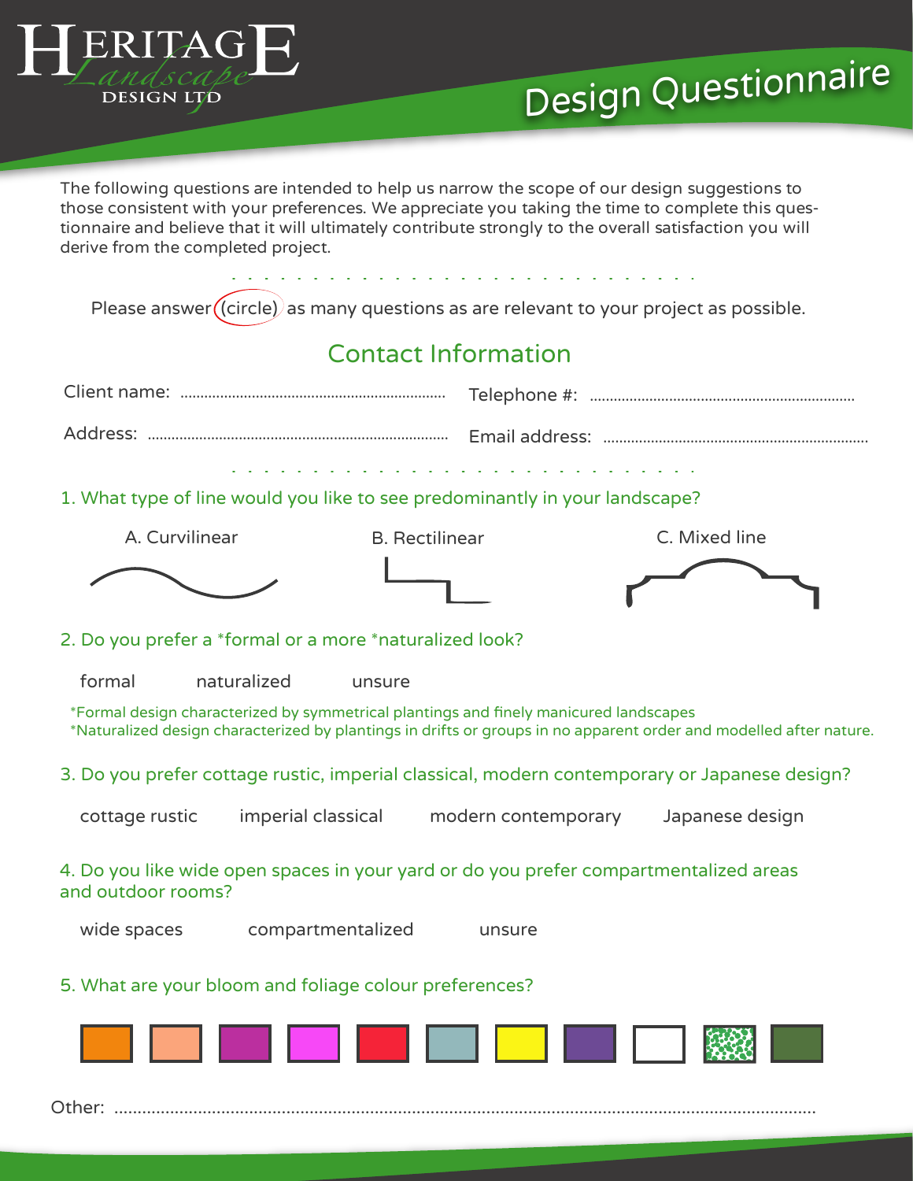HERITAGE Landscape DESIGN LTD

# Design Questionnaire

The following questions are intended to help us narrow the scope of our design suggestions to those consistent with your preferences. We appreciate you taking the time to complete this questionnaire and believe that it will ultimately contribute strongly to the overall satisfaction you will derive from the completed project.

Please answer (circle) as many questions as are relevant to your project as possible.

## Contact Information

Client name: ..................................................................... Telephone #: .....................................................................

Address: ..................................................................... Email address: .....................................................................

### 1. What type of line would you like to see predominantly in your landscape?

A. Curvilinear B. Rectilinear C. Mixed line

### 2. Do you prefer a *formal or a more *naturalized look?

formal naturalized unsure

*Formal design characterized by symmetrical plantings and finely manicured landscapes
*Naturalized design characterized by plantings in drifts or groups in no apparent order and modelled after nature.

### 3. Do you prefer cottage rustic, imperial classical, modern contemporary or Japanese design?

cottage rustic imperial classical modern contemporary Japanese design

### 4. Do you like wide open spaces in your yard or do you prefer compartmentalized areas and outdoor rooms?

wide spaces compartmentalized unsure

### 5. What are your bloom and foliage colour preferences?

Other: .....................................................................................................................................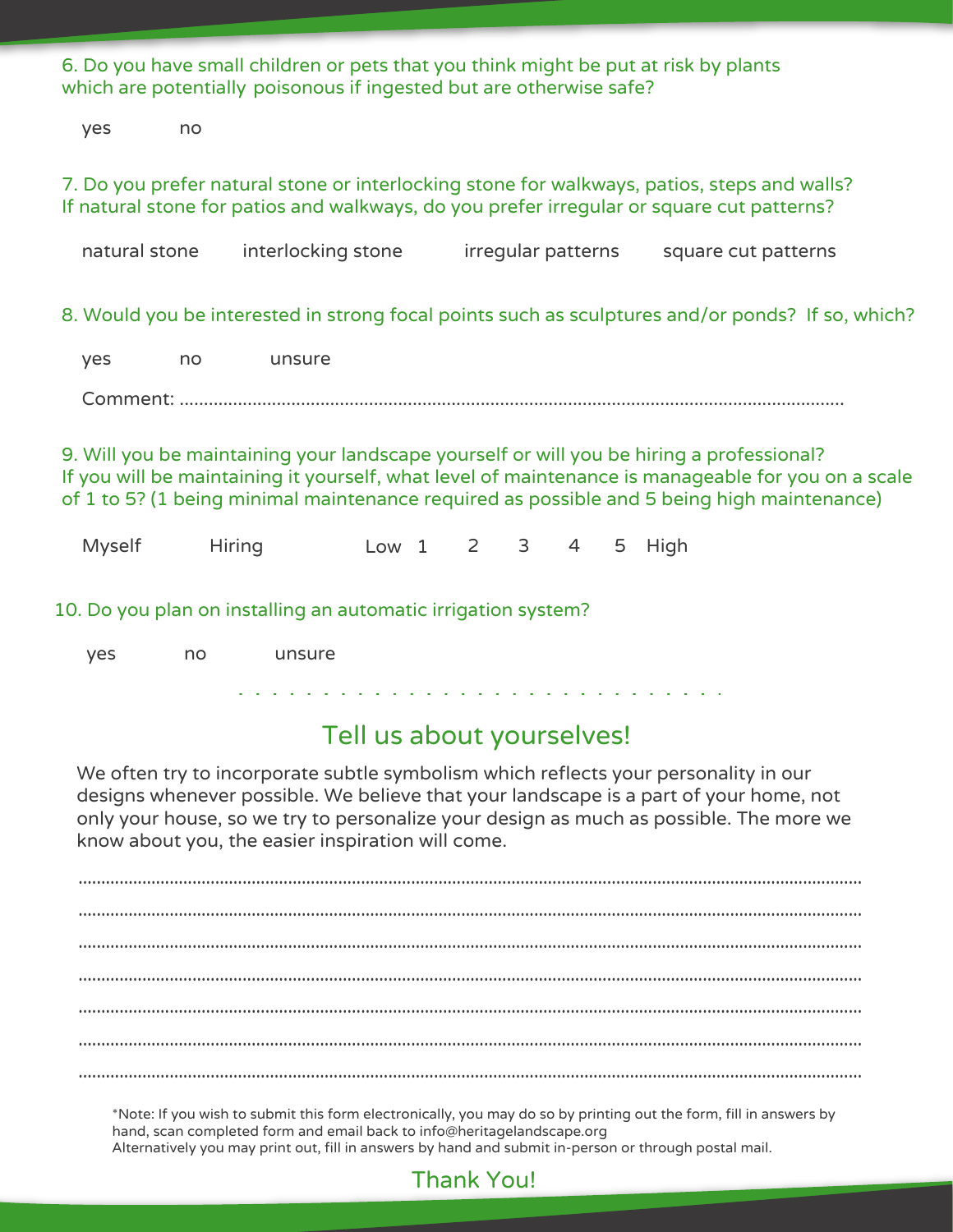6. Do you have small children or pets that you think might be put at risk by plants which are potentially poisonous if ingested but are otherwise safe?

yes no

7. Do you prefer natural stone or interlocking stone for walkways, patios, steps and walls? If natural stone for patios and walkways, do you prefer irregular or square cut patterns?

natural stone interlocking stone irregular patterns square cut patterns

8. Would you be interested in strong focal points such as sculptures and/or ponds? If so, which?

yes no unsure

Comment: ......................................................................................................................................

9. Will you be maintaining your landscape yourself or will you be hiring a professional? If you will be maintaining it yourself, what level of maintenance is manageable for you on a scale of 1 to 5? (1 being minimal maintenance required as possible and 5 being high maintenance)

Myself Hiring Low 1 2 3 4 5 High

10. Do you plan on installing an automatic irrigation system?

yes no unsure

## Tell us about yourselves!

We often try to incorporate subtle symbolism which reflects your personality in our designs whenever possible. We believe that your landscape is a part of your home, not only your house, so we try to personalize your design as much as possible. The more we know about you, the easier inspiration will come.

.............................................................................................................................................................

.............................................................................................................................................................

.............................................................................................................................................................

.............................................................................................................................................................

.............................................................................................................................................................

.............................................................................................................................................................

.............................................................................................................................................................

*Note: If you wish to submit this form electronically, you may do so by printing out the form, fill in answers by hand, scan completed form and email back to info@heritagelandscape.org
Alternatively you may print out, fill in answers by hand and submit in-person or through postal mail.

Thank You!